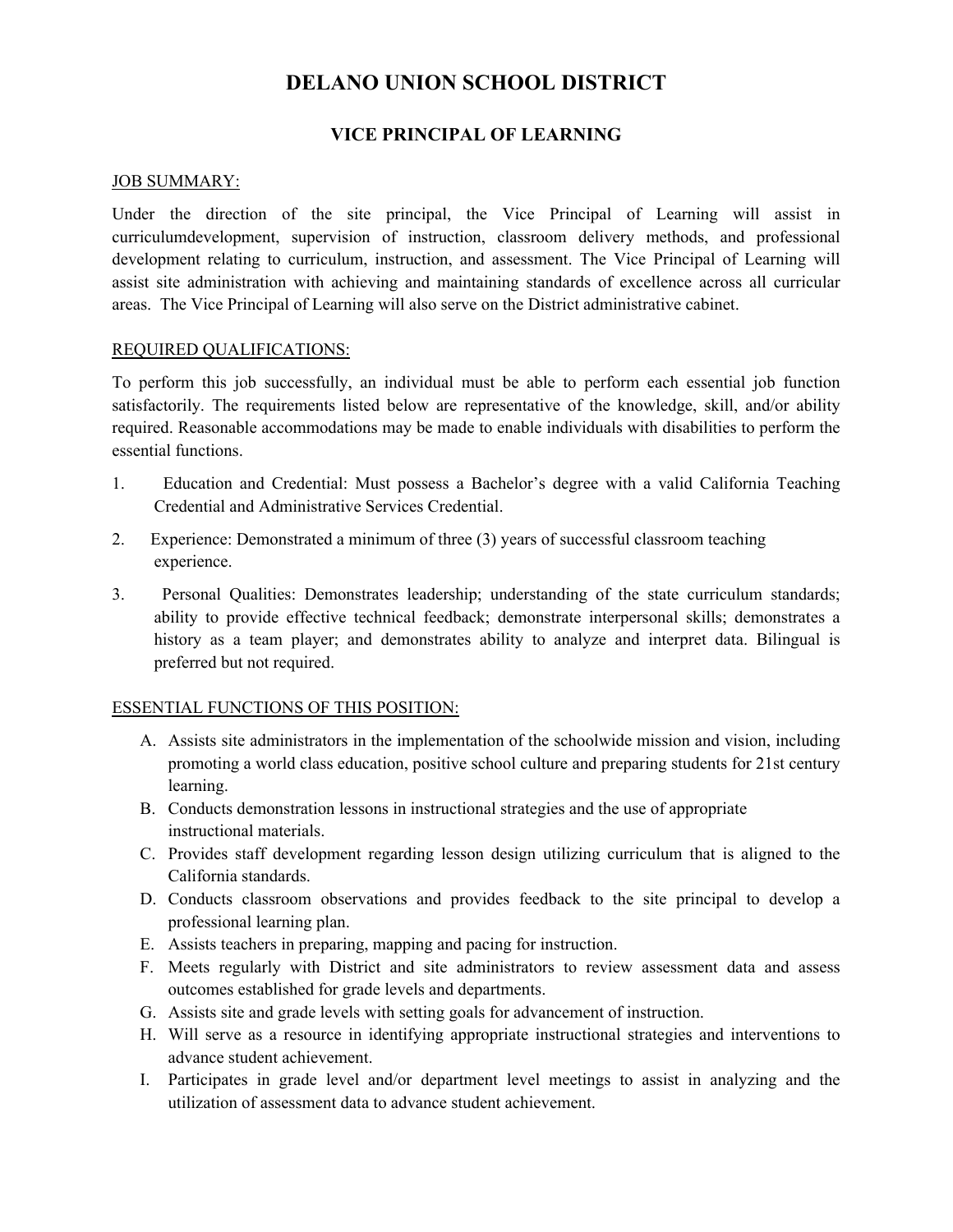# DELANO UNION SCHOOL DISTRICT

## VICE PRINCIPAL OF LEARNING

JOB SUMMARY:

Under the direction of the site principal, the Vice Principal of Learning will assist in curriculumdevelopment, supervision of instruction, classroom delivery methods, and professional development relating to curriculum, instruction, and assessment. The Vice Principal of Learning will assist site administration with achieving and maintaining standards of excellence across all curricular areas. The Vice Principal of Learning will also serve on the District administrative cabinet.

REQUIRED QUALIFICATIONS:

To perform this job successfully, an individual must be able to perform each essential job function satisfactorily. The requirements listed below are representative of the knowledge, skill, and/or ability required. Reasonable accommodations may be made to enable individuals with disabilities to perform the essential functions.

1. Education and Credential: Must possess a Bachelor's degree with a valid California Teaching Credential and Administrative Services Credential.
2. Experience: Demonstrated a minimum of three (3) years of successful classroom teaching experience.
3. Personal Qualities: Demonstrates leadership; understanding of the state curriculum standards; ability to provide effective technical feedback; demonstrate interpersonal skills; demonstrates a history as a team player; and demonstrates ability to analyze and interpret data. Bilingual is preferred but not required.

ESSENTIAL FUNCTIONS OF THIS POSITION:

A. Assists site administrators in the implementation of the schoolwide mission and vision, including promoting a world class education, positive school culture and preparing students for 21st century learning.
B. Conducts demonstration lessons in instructional strategies and the use of appropriate instructional materials.
C. Provides staff development regarding lesson design utilizing curriculum that is aligned to the California standards.
D. Conducts classroom observations and provides feedback to the site principal to develop a professional learning plan.
E. Assists teachers in preparing, mapping and pacing for instruction.
F. Meets regularly with District and site administrators to review assessment data and assess outcomes established for grade levels and departments.
G. Assists site and grade levels with setting goals for advancement of instruction.
H. Will serve as a resource in identifying appropriate instructional strategies and interventions to advance student achievement.
I. Participates in grade level and/or department level meetings to assist in analyzing and the utilization of assessment data to advance student achievement.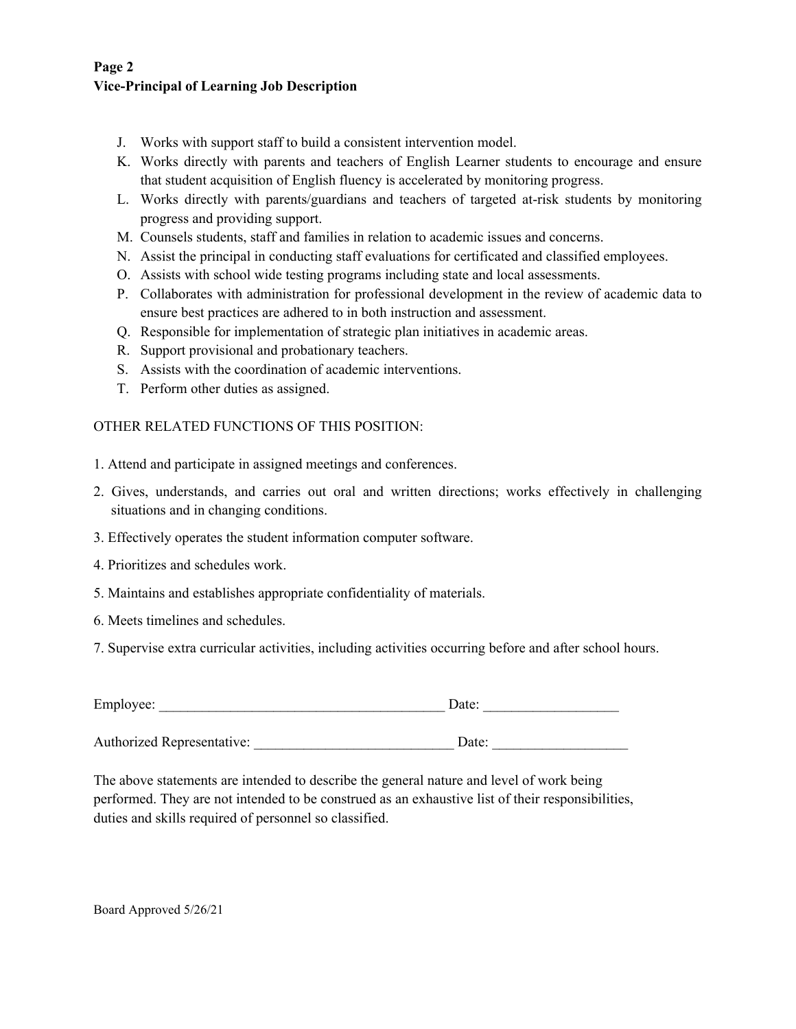J. Works with support staff to build a consistent intervention model.
K. Works directly with parents and teachers of English Learner students to encourage and ensure that student acquisition of English fluency is accelerated by monitoring progress.
L. Works directly with parents/guardians and teachers of targeted at-risk students by monitoring progress and providing support.
M. Counsels students, staff and families in relation to academic issues and concerns.
N. Assist the principal in conducting staff evaluations for certificated and classified employees.
O. Assists with school wide testing programs including state and local assessments.
P. Collaborates with administration for professional development in the review of academic data to ensure best practices are adhered to in both instruction and assessment.
Q. Responsible for implementation of strategic plan initiatives in academic areas.
R. Support provisional and probationary teachers.
S. Assists with the coordination of academic interventions.
T. Perform other duties as assigned.

OTHER RELATED FUNCTIONS OF THIS POSITION:

1. Attend and participate in assigned meetings and conferences.
2. Gives, understands, and carries out oral and written directions; works effectively in challenging situations and in changing conditions.
3. Effectively operates the student information computer software.
4. Prioritizes and schedules work.
5. Maintains and establishes appropriate confidentiality of materials.
6. Meets timelines and schedules.
7. Supervise extra curricular activities, including activities occurring before and after school hours.

Employee: ________________________________________ Date: ___________________

Authorized Representative: ____________________________ Date: ___________________

The above statements are intended to describe the general nature and level of work being performed. They are not intended to be construed as an exhaustive list of their responsibilities, duties and skills required of personnel so classified.

Board Approved 5/26/21